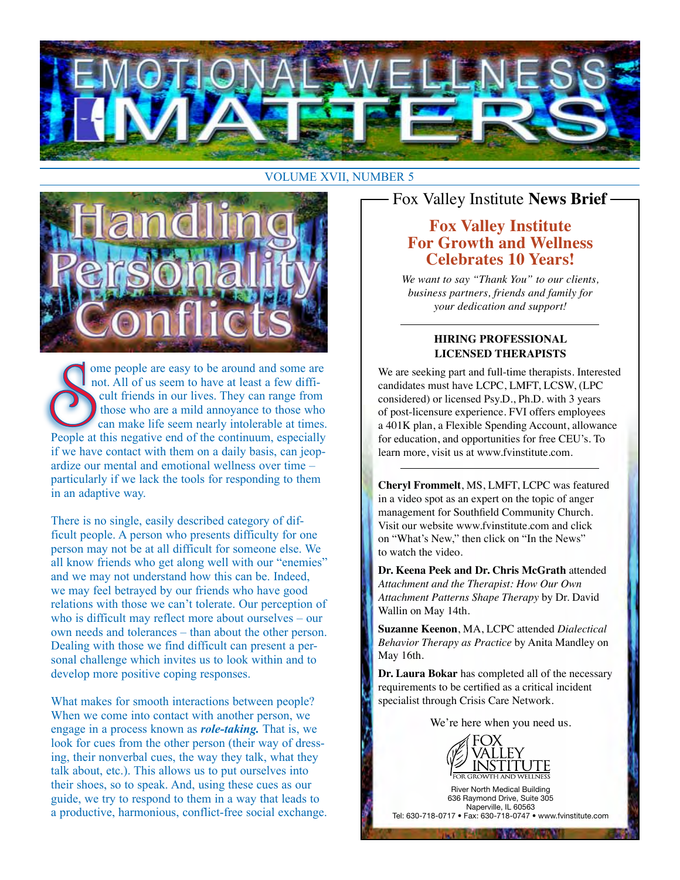# EMOTIONAL WELLNESS MATTERS

VOLUME XVII, NUMBER 5

## Handling Personality Conflicts

Some people are easy to be around and some are not. All of us seem to have at least a few difficult friends in our lives. They can range from those who are a mild annoyance to those who can make life seem nearly intolerable at times. People at this negative end of the continuum, especially if we have contact with them on a daily basis, can jeopardize our mental and emotional wellness over time – particularly if we lack the tools for responding to them in an adaptive way.

There is no single, easily described category of difficult people. A person who presents difficulty for one person may not be at all difficult for someone else. We all know friends who get along well with our "enemies" and we may not understand how this can be. Indeed, we may feel betrayed by our friends who have good relations with those we can't tolerate. Our perception of who is difficult may reflect more about ourselves – our own needs and tolerances – than about the other person. Dealing with those we find difficult can present a personal challenge which invites us to look within and to develop more positive coping responses.

What makes for smooth interactions between people? When we come into contact with another person, we engage in a process known as ***role-taking.*** That is, we look for cues from the other person (their way of dressing, their nonverbal cues, the way they talk, what they talk about, etc.). This allows us to put ourselves into their shoes, so to speak. And, using these cues as our guide, we try to respond to them in a way that leads to a productive, harmonious, conflict-free social exchange.

---

## Fox Valley Institute **News Brief**

### Fox Valley Institute For Growth and Wellness Celebrates 10 Years!

*We want to say "Thank You" to our clients, business partners, friends and family for your dedication and support!*

#### HIRING PROFESSIONAL LICENSED THERAPISTS

We are seeking part and full-time therapists. Interested candidates must have LCPC, LMFT, LCSW, (LPC considered) or licensed Psy.D., Ph.D. with 3 years of post-licensure experience. FVI offers employees a 401K plan, a Flexible Spending Account, allowance for education, and opportunities for free CEU's. To learn more, visit us at www.fvinstitute.com.

**Cheryl Frommelt**, MS, LMFT, LCPC was featured in a video spot as an expert on the topic of anger management for Southfield Community Church. Visit our website www.fvinstitute.com and click on "What's New," then click on "In the News" to watch the video.

**Dr. Keena Peek and Dr. Chris McGrath** attended *Attachment and the Therapist: How Our Own Attachment Patterns Shape Therapy* by Dr. David Wallin on May 14th.

**Suzanne Keenon**, MA, LCPC attended *Dialectical Behavior Therapy as Practice* by Anita Mandley on May 16th.

**Dr. Laura Bokar** has completed all of the necessary requirements to be certified as a critical incident specialist through Crisis Care Network.

We're here when you need us.

FOX VALLEY INSTITUTE
FOR GROWTH AND WELLNESS

River North Medical Building
636 Raymond Drive, Suite 305
Naperville, IL 60563
Tel: 630-718-0717 • Fax: 630-718-0747 • www.fvinstitute.com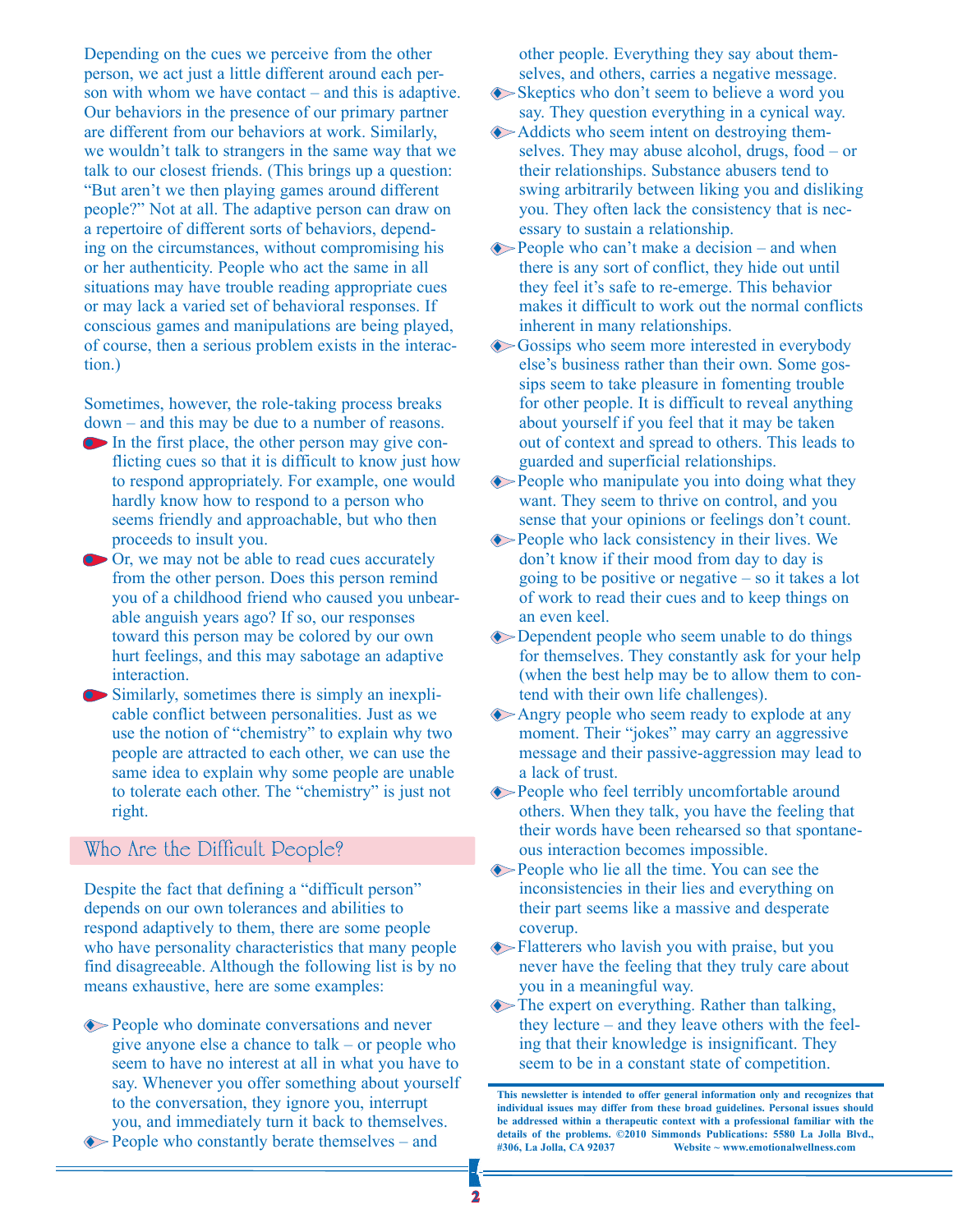Depending on the cues we perceive from the other person, we act just a little different around each person with whom we have contact – and this is adaptive. Our behaviors in the presence of our primary partner are different from our behaviors at work. Similarly, we wouldn't talk to strangers in the same way that we talk to our closest friends. (This brings up a question: "But aren't we then playing games around different people?" Not at all. The adaptive person can draw on a repertoire of different sorts of behaviors, depending on the circumstances, without compromising his or her authenticity. People who act the same in all situations may have trouble reading appropriate cues or may lack a varied set of behavioral responses. If conscious games and manipulations are being played, of course, then a serious problem exists in the interaction.)

Sometimes, however, the role-taking process breaks down – and this may be due to a number of reasons.

- In the first place, the other person may give conflicting cues so that it is difficult to know just how to respond appropriately. For example, one would hardly know how to respond to a person who seems friendly and approachable, but who then proceeds to insult you.
- Or, we may not be able to read cues accurately from the other person. Does this person remind you of a childhood friend who caused you unbearable anguish years ago? If so, our responses toward this person may be colored by our own hurt feelings, and this may sabotage an adaptive interaction.
- Similarly, sometimes there is simply an inexplicable conflict between personalities. Just as we use the notion of "chemistry" to explain why two people are attracted to each other, we can use the same idea to explain why some people are unable to tolerate each other. The "chemistry" is just not right.

## Who Are the Difficult People?

Despite the fact that defining a "difficult person" depends on our own tolerances and abilities to respond adaptively to them, there are some people who have personality characteristics that many people find disagreeable. Although the following list is by no means exhaustive, here are some examples:

- People who dominate conversations and never give anyone else a chance to talk – or people who seem to have no interest at all in what you have to say. Whenever you offer something about yourself to the conversation, they ignore you, interrupt you, and immediately turn it back to themselves.
- People who constantly berate themselves – and other people. Everything they say about themselves, and others, carries a negative message.
- Skeptics who don't seem to believe a word you say. They question everything in a cynical way.
- Addicts who seem intent on destroying themselves. They may abuse alcohol, drugs, food – or their relationships. Substance abusers tend to swing arbitrarily between liking you and disliking you. They often lack the consistency that is necessary to sustain a relationship.
- People who can't make a decision – and when there is any sort of conflict, they hide out until they feel it's safe to re-emerge. This behavior makes it difficult to work out the normal conflicts inherent in many relationships.
- Gossips who seem more interested in everybody else's business rather than their own. Some gossips seem to take pleasure in fomenting trouble for other people. It is difficult to reveal anything about yourself if you feel that it may be taken out of context and spread to others. This leads to guarded and superficial relationships.
- People who manipulate you into doing what they want. They seem to thrive on control, and you sense that your opinions or feelings don't count.
- People who lack consistency in their lives. We don't know if their mood from day to day is going to be positive or negative – so it takes a lot of work to read their cues and to keep things on an even keel.
- Dependent people who seem unable to do things for themselves. They constantly ask for your help (when the best help may be to allow them to contend with their own life challenges).
- Angry people who seem ready to explode at any moment. Their "jokes" may carry an aggressive message and their passive-aggression may lead to a lack of trust.
- People who feel terribly uncomfortable around others. When they talk, you have the feeling that their words have been rehearsed so that spontaneous interaction becomes impossible.
- People who lie all the time. You can see the inconsistencies in their lies and everything on their part seems like a massive and desperate coverup.
- Flatterers who lavish you with praise, but you never have the feeling that they truly care about you in a meaningful way.
- The expert on everything. Rather than talking, they lecture – and they leave others with the feeling that their knowledge is insignificant. They seem to be in a constant state of competition.

**This newsletter is intended to offer general information only and recognizes that individual issues may differ from these broad guidelines. Personal issues should be addressed within a therapeutic context with a professional familiar with the details of the problems. ©2010 Simmonds Publications: 5580 La Jolla Blvd., #306, La Jolla, CA 92037 Website ~ www.emotionalwellness.com**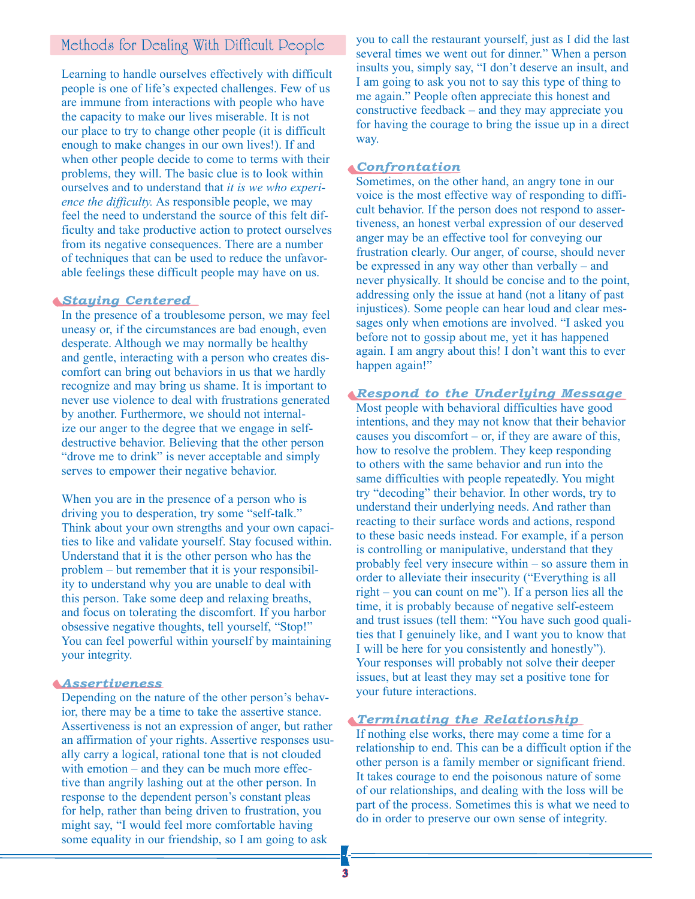## Methods for Dealing With Difficult People

Learning to handle ourselves effectively with difficult people is one of life's expected challenges. Few of us are immune from interactions with people who have the capacity to make our lives miserable. It is not our place to try to change other people (it is difficult enough to make changes in our own lives!). If and when other people decide to come to terms with their problems, they will. The basic clue is to look within ourselves and to understand that *it is we who experience the difficulty.* As responsible people, we may feel the need to understand the source of this felt difficulty and take productive action to protect ourselves from its negative consequences. There are a number of techniques that can be used to reduce the unfavorable feelings these difficult people may have on us.

### Staying Centered

In the presence of a troublesome person, we may feel uneasy or, if the circumstances are bad enough, even desperate. Although we may normally be healthy and gentle, interacting with a person who creates discomfort can bring out behaviors in us that we hardly recognize and may bring us shame. It is important to never use violence to deal with frustrations generated by another. Furthermore, we should not internalize our anger to the degree that we engage in self-destructive behavior. Believing that the other person "drove me to drink" is never acceptable and simply serves to empower their negative behavior.

When you are in the presence of a person who is driving you to desperation, try some "self-talk." Think about your own strengths and your own capacities to like and validate yourself. Stay focused within. Understand that it is the other person who has the problem – but remember that it is your responsibility to understand why you are unable to deal with this person. Take some deep and relaxing breaths, and focus on tolerating the discomfort. If you harbor obsessive negative thoughts, tell yourself, "Stop!" You can feel powerful within yourself by maintaining your integrity.

### Assertiveness

Depending on the nature of the other person's behavior, there may be a time to take the assertive stance. Assertiveness is not an expression of anger, but rather an affirmation of your rights. Assertive responses usually carry a logical, rational tone that is not clouded with emotion – and they can be much more effective than angrily lashing out at the other person. In response to the dependent person's constant pleas for help, rather than being driven to frustration, you might say, "I would feel more comfortable having some equality in our friendship, so I am going to ask you to call the restaurant yourself, just as I did the last several times we went out for dinner." When a person insults you, simply say, "I don't deserve an insult, and I am going to ask you not to say this type of thing to me again." People often appreciate this honest and constructive feedback – and they may appreciate you for having the courage to bring the issue up in a direct way.

### Confrontation

Sometimes, on the other hand, an angry tone in our voice is the most effective way of responding to difficult behavior. If the person does not respond to assertiveness, an honest verbal expression of our deserved anger may be an effective tool for conveying our frustration clearly. Our anger, of course, should never be expressed in any way other than verbally – and never physically. It should be concise and to the point, addressing only the issue at hand (not a litany of past injustices). Some people can hear loud and clear messages only when emotions are involved. "I asked you before not to gossip about me, yet it has happened again. I am angry about this! I don't want this to ever happen again!"

### Respond to the Underlying Message

Most people with behavioral difficulties have good intentions, and they may not know that their behavior causes you discomfort – or, if they are aware of this, how to resolve the problem. They keep responding to others with the same behavior and run into the same difficulties with people repeatedly. You might try "decoding" their behavior. In other words, try to understand their underlying needs. And rather than reacting to their surface words and actions, respond to these basic needs instead. For example, if a person is controlling or manipulative, understand that they probably feel very insecure within – so assure them in order to alleviate their insecurity ("Everything is all right – you can count on me"). If a person lies all the time, it is probably because of negative self-esteem and trust issues (tell them: "You have such good qualities that I genuinely like, and I want you to know that I will be here for you consistently and honestly"). Your responses will probably not solve their deeper issues, but at least they may set a positive tone for your future interactions.

### Terminating the Relationship

If nothing else works, there may come a time for a relationship to end. This can be a difficult option if the other person is a family member or significant friend. It takes courage to end the poisonous nature of some of our relationships, and dealing with the loss will be part of the process. Sometimes this is what we need to do in order to preserve our own sense of integrity.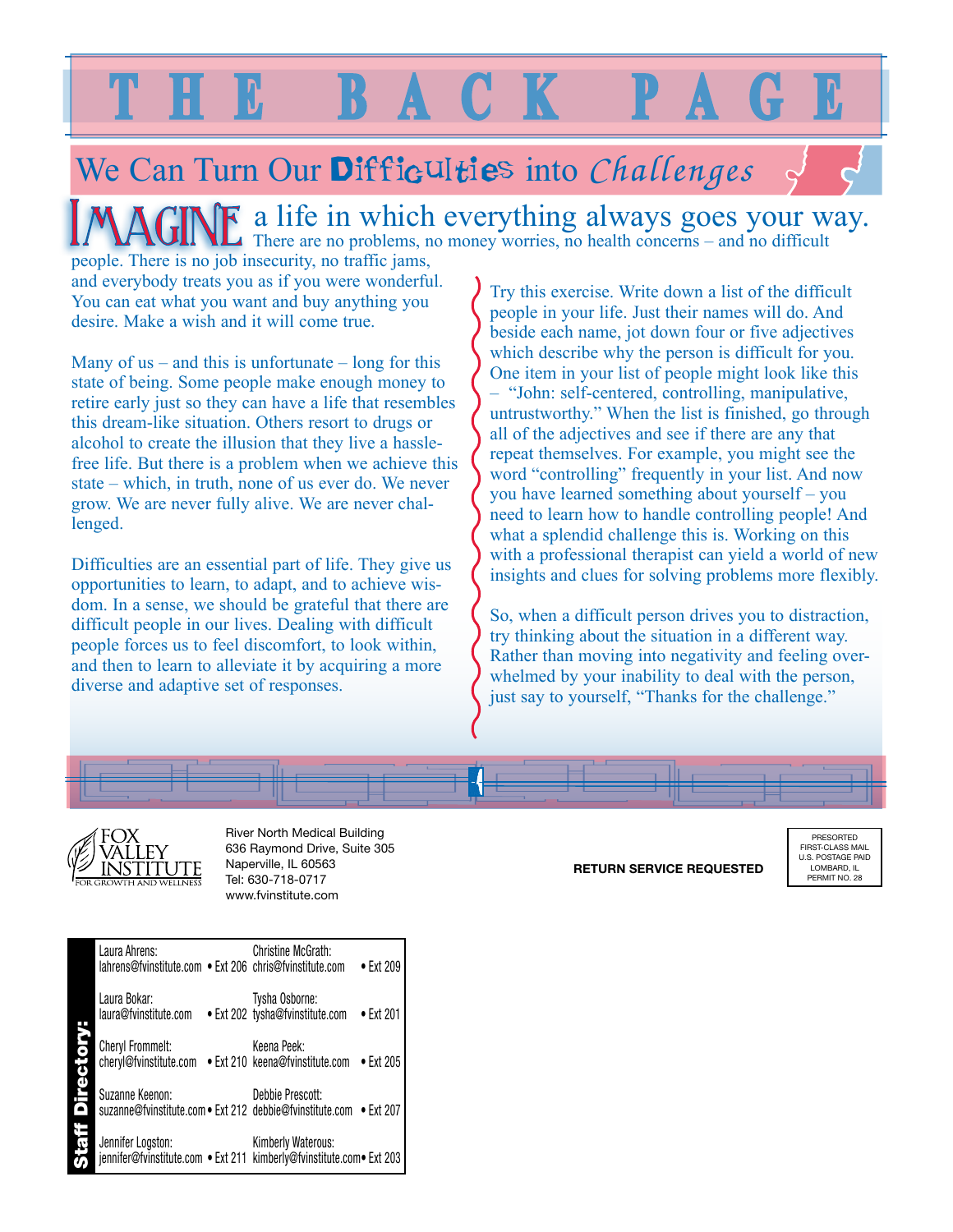# THE BACK PAGE

## We Can Turn Our Difficulties into *Challenges*

**IMAGINE** a life in which everything always goes your way. There are no problems, no money worries, no health concerns – and no difficult people. There is no job insecurity, no traffic jams, and everybody treats you as if you were wonderful. You can eat what you want and buy anything you desire. Make a wish and it will come true.

Many of us – and this is unfortunate – long for this state of being. Some people make enough money to retire early just so they can have a life that resembles this dream-like situation. Others resort to drugs or alcohol to create the illusion that they live a hassle-free life. But there is a problem when we achieve this state – which, in truth, none of us ever do. We never grow. We are never fully alive. We are never challenged.

Difficulties are an essential part of life. They give us opportunities to learn, to adapt, and to achieve wisdom. In a sense, we should be grateful that there are difficult people in our lives. Dealing with difficult people forces us to feel discomfort, to look within, and then to learn to alleviate it by acquiring a more diverse and adaptive set of responses.

Try this exercise. Write down a list of the difficult people in your life. Just their names will do. And beside each name, jot down four or five adjectives which describe why the person is difficult for you. One item in your list of people might look like this – "John: self-centered, controlling, manipulative, untrustworthy." When the list is finished, go through all of the adjectives and see if there are any that repeat themselves. For example, you might see the word "controlling" frequently in your list. And now you have learned something about yourself – you need to learn how to handle controlling people! And what a splendid challenge this is. Working on this with a professional therapist can yield a world of new insights and clues for solving problems more flexibly.

So, when a difficult person drives you to distraction, try thinking about the situation in a different way. Rather than moving into negativity and feeling overwhelmed by your inability to deal with the person, just say to yourself, "Thanks for the challenge."

---

FOX VALLEY INSTITUTE
FOR GROWTH AND WELLNESS

River North Medical Building
636 Raymond Drive, Suite 305
Naperville, IL 60563
Tel: 630-718-0717
www.fvinstitute.com

RETURN SERVICE REQUESTED

PRESORTED
FIRST-CLASS MAIL
U.S. POSTAGE PAID
LOMBARD, IL
PERMIT NO. 28

**Staff Directory:**

| | | | |
|---|---|---|---|
| Laura Ahrens: lahrens@fvinstitute.com | • Ext 206 | Christine McGrath: chris@fvinstitute.com | • Ext 209 |
| Laura Bokar: laura@fvinstitute.com | • Ext 202 | Tysha Osborne: tysha@fvinstitute.com | • Ext 201 |
| Cheryl Frommelt: cheryl@fvinstitute.com | • Ext 210 | Keena Peek: keena@fvinstitute.com | • Ext 205 |
| Suzanne Keenon: suzanne@fvinstitute.com | • Ext 212 | Debbie Prescott: debbie@fvinstitute.com | • Ext 207 |
| Jennifer Logston: jennifer@fvinstitute.com | • Ext 211 | Kimberly Waterous: kimberly@fvinstitute.com | • Ext 203 |